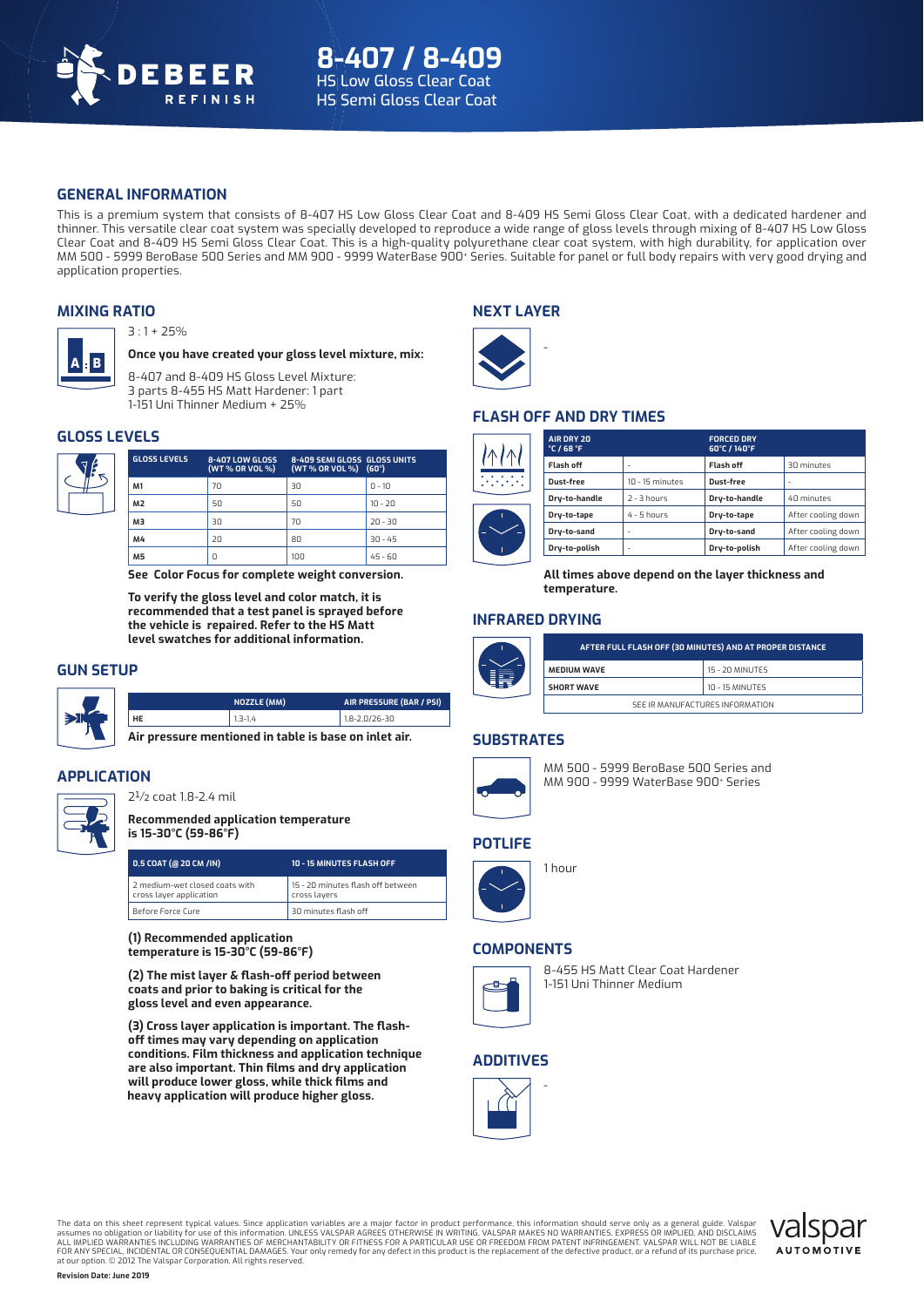# 8-407 / 8-409

HS Low Gloss Clear Coat
HS Semi Gloss Clear Coat

## GENERAL INFORMATION

This is a premium system that consists of 8-407 HS Low Gloss Clear Coat and 8-409 HS Semi Gloss Clear Coat, with a dedicated hardener and thinner. This versatile clear coat system was specially developed to reproduce a wide range of gloss levels through mixing of 8-407 HS Low Gloss Clear Coat and 8-409 HS Semi Gloss Clear Coat. This is a high-quality polyurethane clear coat system, with high durability, for application over MM 500 - 5999 BeroBase 500 Series and MM 900 - 9999 WaterBase 900+ Series. Suitable for panel or full body repairs with very good drying and application properties.

## MIXING RATIO

3 : 1 + 25%

**Once you have created your gloss level mixture, mix:**

8-407 and 8-409 HS Gloss Level Mixture:
3 parts 8-455 HS Matt Hardener: 1 part
1-151 Uni Thinner Medium + 25%

## GLOSS LEVELS

| GLOSS LEVELS | 8-407 LOW GLOSS (WT % OR VOL %) | 8-409 SEMI GLOSS (WT % OR VOL %) | GLOSS UNITS (60°) |
|---|---|---|---|
| M1 | 70 | 30 | 0 - 10 |
| M2 | 50 | 50 | 10 - 20 |
| M3 | 30 | 70 | 20 - 30 |
| M4 | 20 | 80 | 30 - 45 |
| M5 | 0 | 100 | 45 - 60 |

**See Color Focus for complete weight conversion.**

**To verify the gloss level and color match, it is recommended that a test panel is sprayed before the vehicle is repaired. Refer to the HS Matt level swatches for additional information.**

## GUN SETUP

| | NOZZLE (MM) | AIR PRESSURE (BAR / PSI) |
|---|---|---|
| HE | 1,3-1,4 | 1,8-2,0/26-30 |

**Air pressure mentioned in table is base on inlet air.**

## APPLICATION

2 1/2 coat 1.8-2.4 mil

**Recommended application temperature is 15-30°C (59-86°F)**

| 0,5 COAT (@ 20 CM /IN) | 10 - 15 MINUTES FLASH OFF |
|---|---|
| 2 medium-wet closed coats with cross layer application | 15 - 20 minutes flash off between cross layers |
| Before Force Cure | 30 minutes flash off |

**(1) Recommended application temperature is 15-30°C (59-86°F)**

**(2) The mist layer & flash-off period between coats and prior to baking is critical for the gloss level and even appearance.**

**(3) Cross layer application is important. The flash-off times may vary depending on application conditions. Film thickness and application technique are also important. Thin films and dry application will produce lower gloss, while thick films and heavy application will produce higher gloss.**

## NEXT LAYER

-

## FLASH OFF AND DRY TIMES

| AIR DRY 20 °C / 68 °F | | FORCED DRY 60°C / 140°F | |
|---|---|---|---|
| Flash off | - | Flash off | 30 minutes |
| Dust-free | 10 - 15 minutes | Dust-free | - |
| Dry-to-handle | 2 - 3 hours | Dry-to-handle | 40 minutes |
| Dry-to-tape | 4 - 5 hours | Dry-to-tape | After cooling down |
| Dry-to-sand | - | Dry-to-sand | After cooling down |
| Dry-to-polish | - | Dry-to-polish | After cooling down |

**All times above depend on the layer thickness and temperature.**

## INFRARED DRYING

| AFTER FULL FLASH OFF (30 MINUTES) AND AT PROPER DISTANCE | |
|---|---|
| MEDIUM WAVE | 15 - 20 MINUTES |
| SHORT WAVE | 10 - 15 MINUTES |
| SEE IR MANUFACTURES INFORMATION | |

## SUBSTRATES

MM 500 - 5999 BeroBase 500 Series and
MM 900 - 9999 WaterBase 900+ Series

## POTLIFE

1 hour

## COMPONENTS

8-455 HS Matt Clear Coat Hardener
1-151 Uni Thinner Medium

## ADDITIVES

-

The data on this sheet represent typical values. Since application variables are a major factor in product performance, this information should serve only as a general guide. Valspar assumes no obligation or liability for use of this information. UNLESS VALSPAR AGREES OTHERWISE IN WRITING, VALSPAR MAKES NO WARRANTIES, EXPRESS OR IMPLIED, AND DISCLAIMS ALL IMPLIED WARRANTIES INCLUDING WARRANTIES OF MERCHANTABILITY OR FITNESS FOR A PARTICULAR USE OR FREEDOM FROM PATENT INFRINGEMENT. VALSPAR WILL NOT BE LIABLE FOR ANY SPECIAL, INCIDENTAL OR CONSEQUENTIAL DAMAGES. Your only remedy for any defect in this product is the replacement of the defective product, or a refund of its purchase price, at our option. © 2012 The Valspar Corporation. All rights reserved.

**Revision Date: June 2019**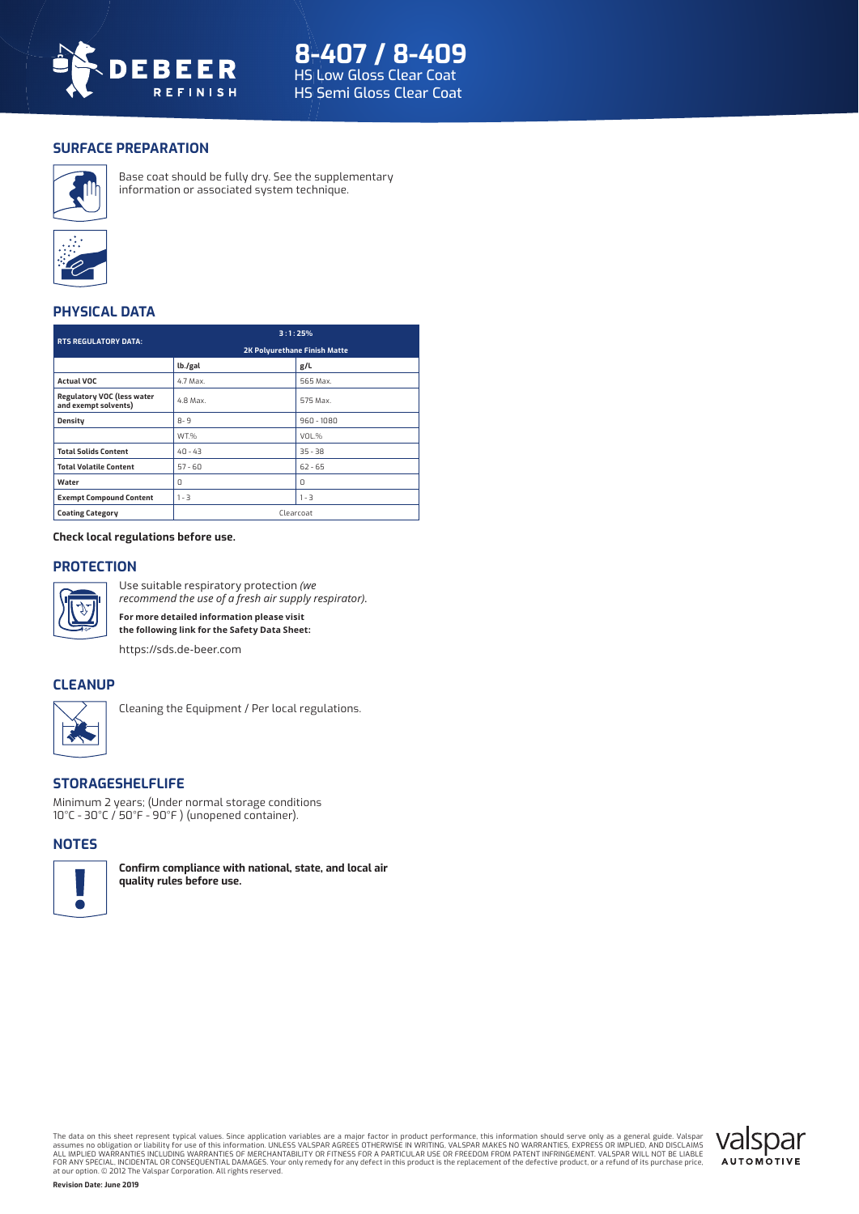# 8-407 / 8-409

HS Low Gloss Clear Coat
HS Semi Gloss Clear Coat

## SURFACE PREPARATION

Base coat should be fully dry. See the supplementary information or associated system technique.

## PHYSICAL DATA

| RTS REGULATORY DATA: | 3 : 1 : 25% 2K Polyurethane Finish Matte | |
|---|---|---|
| | lb./gal | g/L |
| Actual VOC | 4.7 Max. | 565 Max. |
| Regulatory VOC (less water and exempt solvents) | 4.8 Max. | 575 Max. |
| Density | 8 - 9 | 960 - 1080 |
| | WT.% | VOL.% |
| Total Solids Content | 40 - 43 | 35 - 38 |
| Total Volatile Content | 57 - 60 | 62 - 65 |
| Water | 0 | 0 |
| Exempt Compound Content | 1 - 3 | 1 - 3 |
| Coating Category | Clearcoat | |

**Check local regulations before use.**

## PROTECTION

Use suitable respiratory protection *(we recommend the use of a fresh air supply respirator).*

**For more detailed information please visit the following link for the Safety Data Sheet:**

https://sds.de-beer.com

## CLEANUP

Cleaning the Equipment / Per local regulations.

## STORAGESHELFLIFE

Minimum 2 years; (Under normal storage conditions 10°C - 30°C / 50°F - 90°F ) (unopened container).

## NOTES

**Confirm compliance with national, state, and local air quality rules before use.**

The data on this sheet represent typical values. Since application variables are a major factor in product performance, this information should serve only as a general guide. Valspar assumes no obligation or liability for use of this information. UNLESS VALSPAR AGREES OTHERWISE IN WRITING, VALSPAR MAKES NO WARRANTIES, EXPRESS OR IMPLIED, AND DISCLAIMS ALL IMPLIED WARRANTIES INCLUDING WARRANTIES OF MERCHANTABILITY OR FITNESS FOR A PARTICULAR USE OR FREEDOM FROM PATENT INFRINGEMENT. VALSPAR WILL NOT BE LIABLE FOR ANY SPECIAL, INCIDENTAL OR CONSEQUENTIAL DAMAGES. Your only remedy for any defect in this product is the replacement of the defective product, or a refund of its purchase price, at our option. © 2012 The Valspar Corporation. All rights reserved.

**Revision Date: June 2019**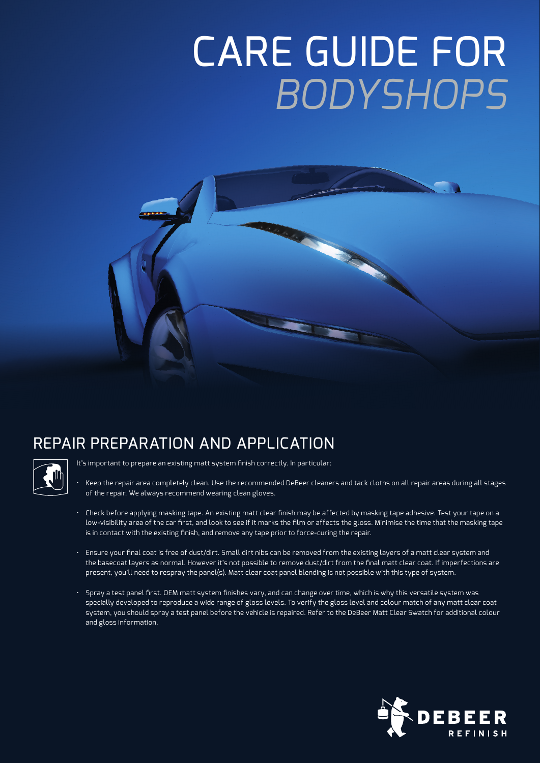# CARE GUIDE FOR *BODYSHOPS*

## REPAIR PREPARATION AND APPLICATION

It's important to prepare an existing matt system finish correctly. In particular:

- Keep the repair area completely clean. Use the recommended DeBeer cleaners and tack cloths on all repair areas during all stages of the repair. We always recommend wearing clean gloves.
- Check before applying masking tape. An existing matt clear finish may be affected by masking tape adhesive. Test your tape on a low-visibility area of the car first, and look to see if it marks the film or affects the gloss. Minimise the time that the masking tape is in contact with the existing finish, and remove any tape prior to force-curing the repair.
- Ensure your final coat is free of dust/dirt. Small dirt nibs can be removed from the existing layers of a matt clear system and the basecoat layers as normal. However it's not possible to remove dust/dirt from the final matt clear coat. If imperfections are present, you'll need to respray the panel(s). Matt clear coat panel blending is not possible with this type of system.
- Spray a test panel first. OEM matt system finishes vary, and can change over time, which is why this versatile system was specially developed to reproduce a wide range of gloss levels. To verify the gloss level and colour match of any matt clear coat system, you should spray a test panel before the vehicle is repaired. Refer to the DeBeer Matt Clear Swatch for additional colour and gloss information.

DEBEER REFINISH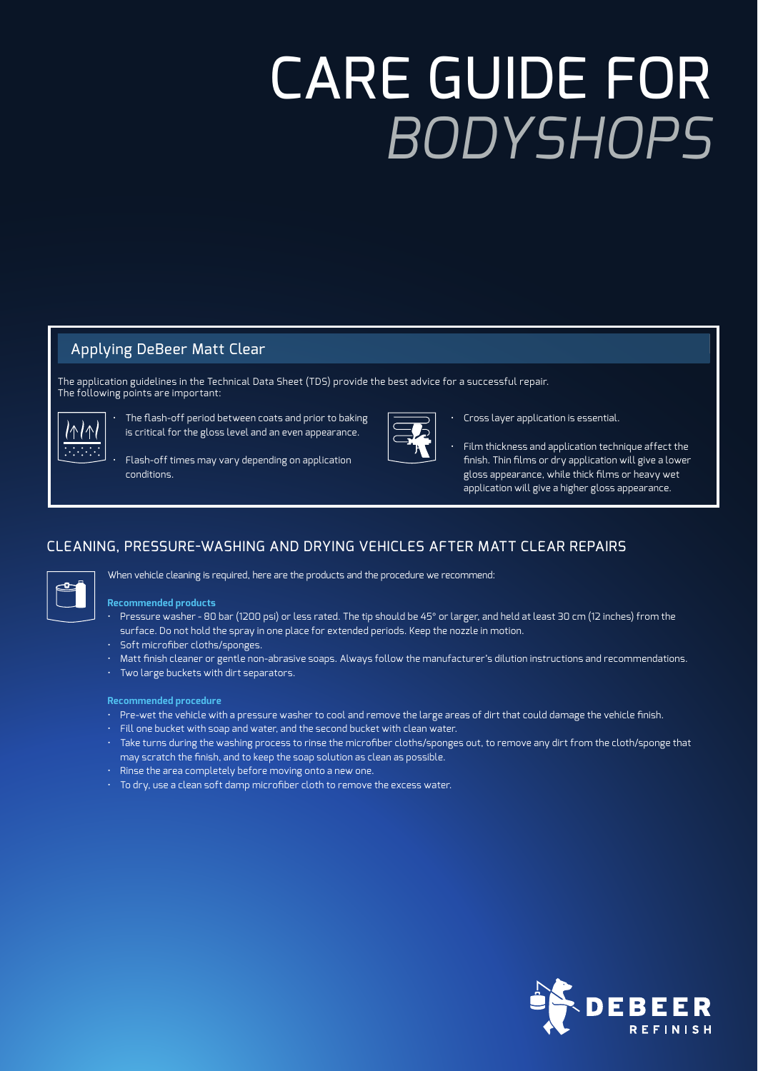# CARE GUIDE FOR *BODYSHOPS*

## Applying DeBeer Matt Clear

The application guidelines in the Technical Data Sheet (TDS) provide the best advice for a successful repair.
The following points are important:

- The flash-off period between coats and prior to baking is critical for the gloss level and an even appearance.
- Flash-off times may vary depending on application conditions.

- Cross layer application is essential.
- Film thickness and application technique affect the finish. Thin films or dry application will give a lower gloss appearance, while thick films or heavy wet application will give a higher gloss appearance.

## CLEANING, PRESSURE-WASHING AND DRYING VEHICLES AFTER MATT CLEAR REPAIRS

When vehicle cleaning is required, here are the products and the procedure we recommend:

**Recommended products**

- Pressure washer - 80 bar (1200 psi) or less rated. The tip should be 45° or larger, and held at least 30 cm (12 inches) from the surface. Do not hold the spray in one place for extended periods. Keep the nozzle in motion.
- Soft microfiber cloths/sponges.
- Matt finish cleaner or gentle non-abrasive soaps. Always follow the manufacturer's dilution instructions and recommendations.
- Two large buckets with dirt separators.

**Recommended procedure**

- Pre-wet the vehicle with a pressure washer to cool and remove the large areas of dirt that could damage the vehicle finish.
- Fill one bucket with soap and water, and the second bucket with clean water.
- Take turns during the washing process to rinse the microfiber cloths/sponges out, to remove any dirt from the cloth/sponge that may scratch the finish, and to keep the soap solution as clean as possible.
- Rinse the area completely before moving onto a new one.
- To dry, use a clean soft damp microfiber cloth to remove the excess water.

DEBEER REFINISH